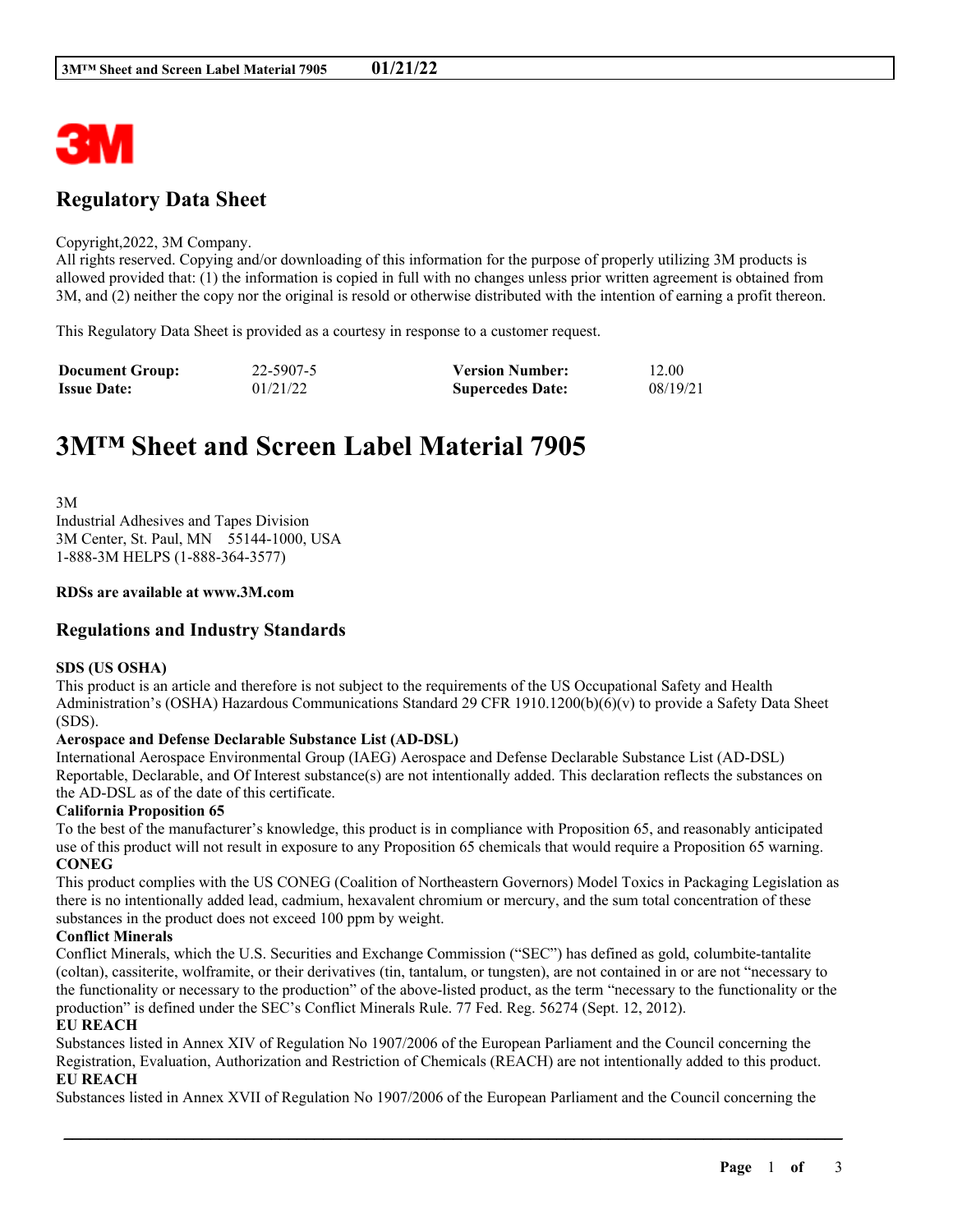# Regulatory Data Sheet

Copyright,2022, 3M Company.
All rights reserved. Copying and/or downloading of this information for the purpose of properly utilizing 3M products is allowed provided that: (1) the information is copied in full with no changes unless prior written agreement is obtained from 3M, and (2) neither the copy nor the original is resold or otherwise distributed with the intention of earning a profit thereon.

This Regulatory Data Sheet is provided as a courtesy in response to a customer request.

| **Document Group:** | 22-5907-5 | **Version Number:** | 12.00 |
|---|---|---|---|
| **Issue Date:** | 01/21/22 | **Supercedes Date:** | 08/19/21 |

# 3M™ Sheet and Screen Label Material 7905

3M
Industrial Adhesives and Tapes Division
3M Center, St. Paul, MN 55144-1000, USA
1-888-3M HELPS (1-888-364-3577)

**RDSs are available at www.3M.com**

## Regulations and Industry Standards

**SDS (US OSHA)**
This product is an article and therefore is not subject to the requirements of the US Occupational Safety and Health Administration's (OSHA) Hazardous Communications Standard 29 CFR 1910.1200(b)(6)(v) to provide a Safety Data Sheet (SDS).

**Aerospace and Defense Declarable Substance List (AD-DSL)**
International Aerospace Environmental Group (IAEG) Aerospace and Defense Declarable Substance List (AD-DSL) Reportable, Declarable, and Of Interest substance(s) are not intentionally added. This declaration reflects the substances on the AD-DSL as of the date of this certificate.

**California Proposition 65**
To the best of the manufacturer's knowledge, this product is in compliance with Proposition 65, and reasonably anticipated use of this product will not result in exposure to any Proposition 65 chemicals that would require a Proposition 65 warning.

**CONEG**
This product complies with the US CONEG (Coalition of Northeastern Governors) Model Toxics in Packaging Legislation as there is no intentionally added lead, cadmium, hexavalent chromium or mercury, and the sum total concentration of these substances in the product does not exceed 100 ppm by weight.

**Conflict Minerals**
Conflict Minerals, which the U.S. Securities and Exchange Commission ("SEC") has defined as gold, columbite-tantalite (coltan), cassiterite, wolframite, or their derivatives (tin, tantalum, or tungsten), are not contained in or are not "necessary to the functionality or necessary to the production" of the above-listed product, as the term "necessary to the functionality or the production" is defined under the SEC's Conflict Minerals Rule. 77 Fed. Reg. 56274 (Sept. 12, 2012).

**EU REACH**
Substances listed in Annex XIV of Regulation No 1907/2006 of the European Parliament and the Council concerning the Registration, Evaluation, Authorization and Restriction of Chemicals (REACH) are not intentionally added to this product.

**EU REACH**
Substances listed in Annex XVII of Regulation No 1907/2006 of the European Parliament and the Council concerning the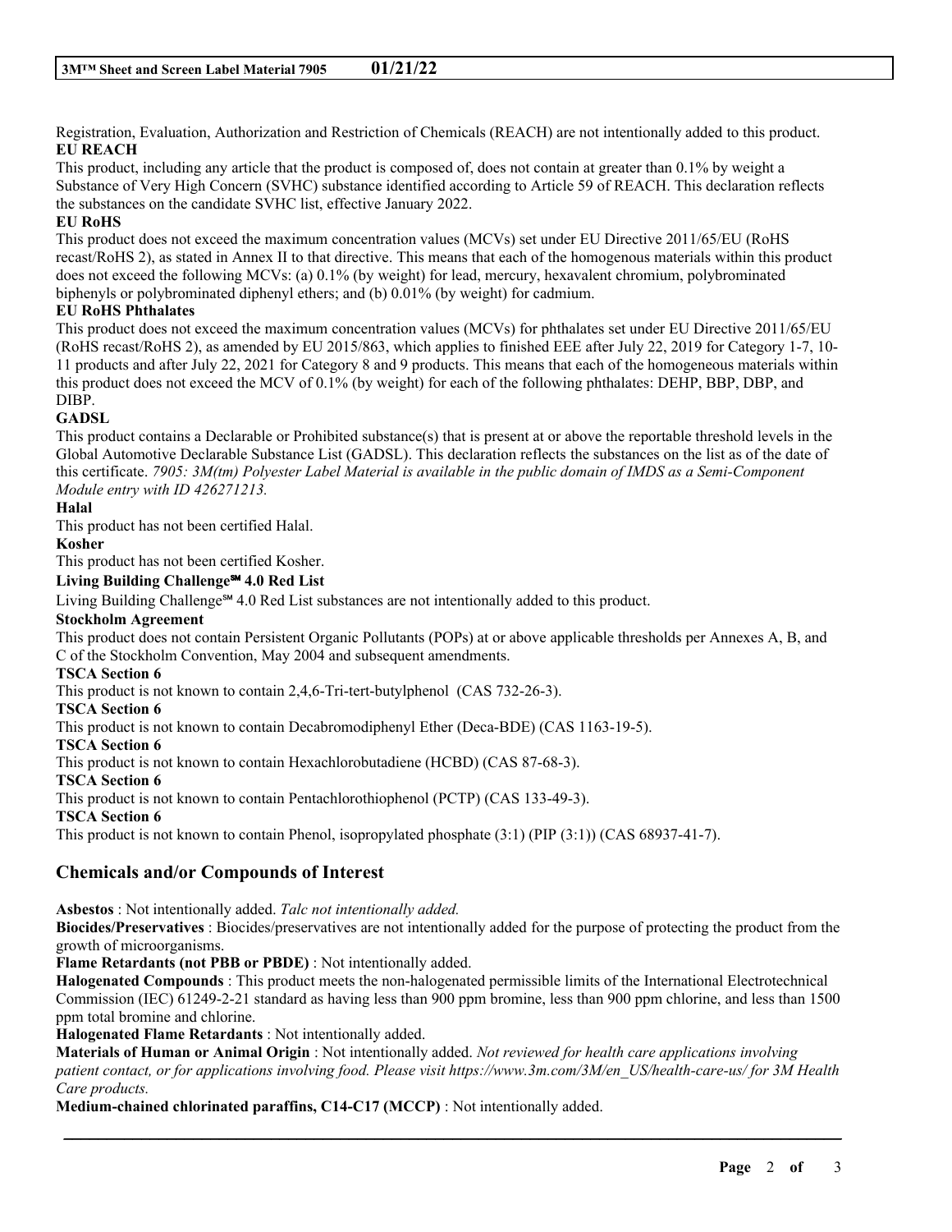Registration, Evaluation, Authorization and Restriction of Chemicals (REACH) are not intentionally added to this product.

**EU REACH**

This product, including any article that the product is composed of, does not contain at greater than 0.1% by weight a Substance of Very High Concern (SVHC) substance identified according to Article 59 of REACH. This declaration reflects the substances on the candidate SVHC list, effective January 2022.

**EU RoHS**

This product does not exceed the maximum concentration values (MCVs) set under EU Directive 2011/65/EU (RoHS recast/RoHS 2), as stated in Annex II to that directive. This means that each of the homogenous materials within this product does not exceed the following MCVs: (a) 0.1% (by weight) for lead, mercury, hexavalent chromium, polybrominated biphenyls or polybrominated diphenyl ethers; and (b) 0.01% (by weight) for cadmium.

**EU RoHS Phthalates**

This product does not exceed the maximum concentration values (MCVs) for phthalates set under EU Directive 2011/65/EU (RoHS recast/RoHS 2), as amended by EU 2015/863, which applies to finished EEE after July 22, 2019 for Category 1-7, 10-11 products and after July 22, 2021 for Category 8 and 9 products. This means that each of the homogeneous materials within this product does not exceed the MCV of 0.1% (by weight) for each of the following phthalates: DEHP, BBP, DBP, and DIBP.

**GADSL**

This product contains a Declarable or Prohibited substance(s) that is present at or above the reportable threshold levels in the Global Automotive Declarable Substance List (GADSL). This declaration reflects the substances on the list as of the date of this certificate. *7905: 3M(tm) Polyester Label Material is available in the public domain of IMDS as a Semi-Component Module entry with ID 426271213.*

**Halal**

This product has not been certified Halal.

**Kosher**

This product has not been certified Kosher.

**Living Building Challenge℠ 4.0 Red List**

Living Building Challenge℠ 4.0 Red List substances are not intentionally added to this product.

**Stockholm Agreement**

This product does not contain Persistent Organic Pollutants (POPs) at or above applicable thresholds per Annexes A, B, and C of the Stockholm Convention, May 2004 and subsequent amendments.

**TSCA Section 6**

This product is not known to contain 2,4,6-Tri-tert-butylphenol (CAS 732-26-3).

**TSCA Section 6**

This product is not known to contain Decabromodiphenyl Ether (Deca-BDE) (CAS 1163-19-5).

**TSCA Section 6**

This product is not known to contain Hexachlorobutadiene (HCBD) (CAS 87-68-3).

**TSCA Section 6**

This product is not known to contain Pentachlorothiophenol (PCTP) (CAS 133-49-3).

**TSCA Section 6**

This product is not known to contain Phenol, isopropylated phosphate (3:1) (PIP (3:1)) (CAS 68937-41-7).

## Chemicals and/or Compounds of Interest

**Asbestos** : Not intentionally added. *Talc not intentionally added.*

**Biocides/Preservatives** : Biocides/preservatives are not intentionally added for the purpose of protecting the product from the growth of microorganisms.

**Flame Retardants (not PBB or PBDE)** : Not intentionally added.

**Halogenated Compounds** : This product meets the non-halogenated permissible limits of the International Electrotechnical Commission (IEC) 61249-2-21 standard as having less than 900 ppm bromine, less than 900 ppm chlorine, and less than 1500 ppm total bromine and chlorine.

**Halogenated Flame Retardants** : Not intentionally added.

**Materials of Human or Animal Origin** : Not intentionally added. *Not reviewed for health care applications involving patient contact, or for applications involving food. Please visit https://www.3m.com/3M/en_US/health-care-us/ for 3M Health Care products.*

**Medium-chained chlorinated paraffins, C14-C17 (MCCP)** : Not intentionally added.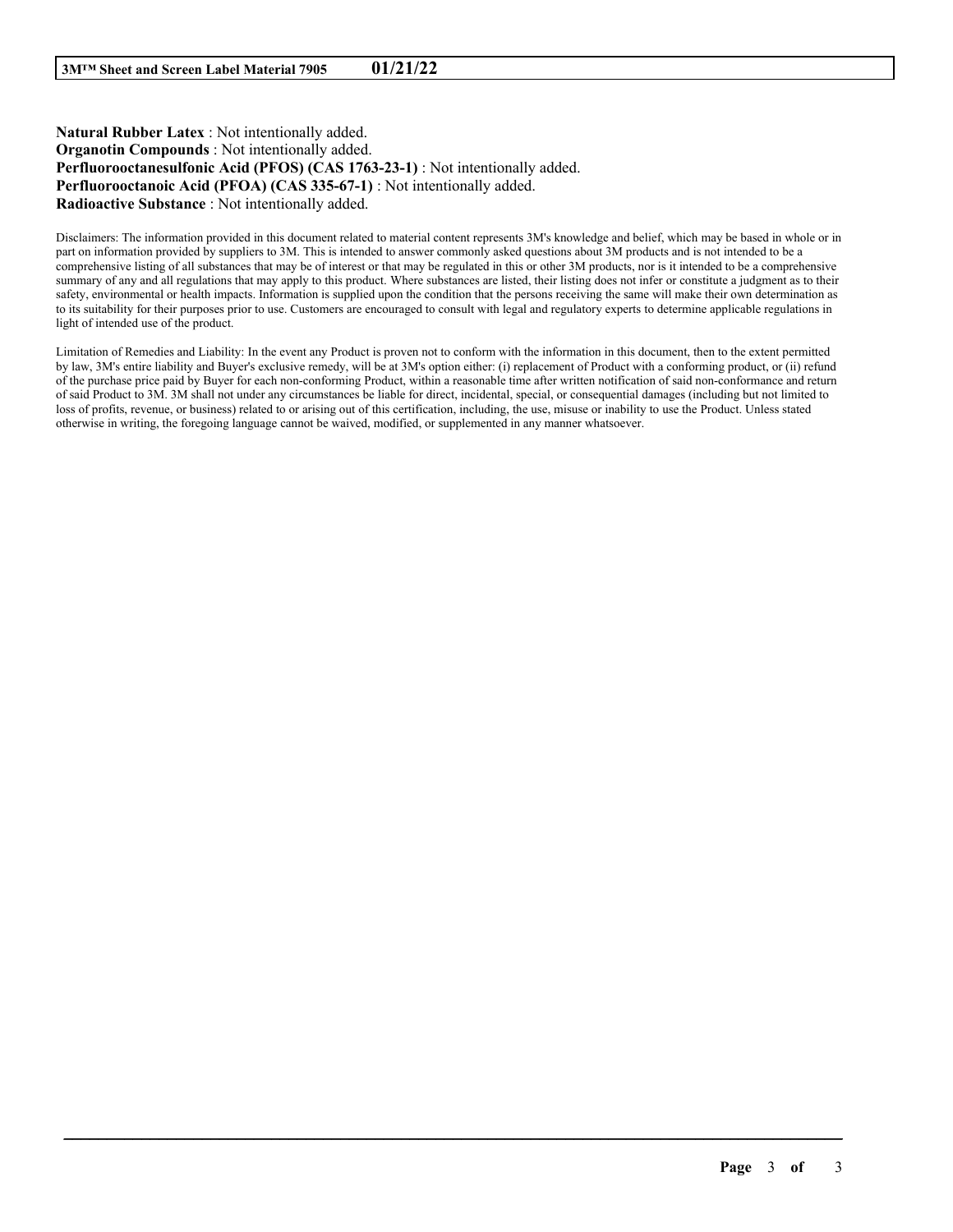**Natural Rubber Latex** : Not intentionally added.
**Organotin Compounds** : Not intentionally added.
**Perfluorooctanesulfonic Acid (PFOS) (CAS 1763-23-1)** : Not intentionally added.
**Perfluorooctanoic Acid (PFOA) (CAS 335-67-1)** : Not intentionally added.
**Radioactive Substance** : Not intentionally added.

Disclaimers: The information provided in this document related to material content represents 3M's knowledge and belief, which may be based in whole or in part on information provided by suppliers to 3M. This is intended to answer commonly asked questions about 3M products and is not intended to be a comprehensive listing of all substances that may be of interest or that may be regulated in this or other 3M products, nor is it intended to be a comprehensive summary of any and all regulations that may apply to this product. Where substances are listed, their listing does not infer or constitute a judgment as to their safety, environmental or health impacts. Information is supplied upon the condition that the persons receiving the same will make their own determination as to its suitability for their purposes prior to use. Customers are encouraged to consult with legal and regulatory experts to determine applicable regulations in light of intended use of the product.

Limitation of Remedies and Liability: In the event any Product is proven not to conform with the information in this document, then to the extent permitted by law, 3M's entire liability and Buyer's exclusive remedy, will be at 3M's option either: (i) replacement of Product with a conforming product, or (ii) refund of the purchase price paid by Buyer for each non-conforming Product, within a reasonable time after written notification of said non-conformance and return of said Product to 3M. 3M shall not under any circumstances be liable for direct, incidental, special, or consequential damages (including but not limited to loss of profits, revenue, or business) related to or arising out of this certification, including, the use, misuse or inability to use the Product. Unless stated otherwise in writing, the foregoing language cannot be waived, modified, or supplemented in any manner whatsoever.